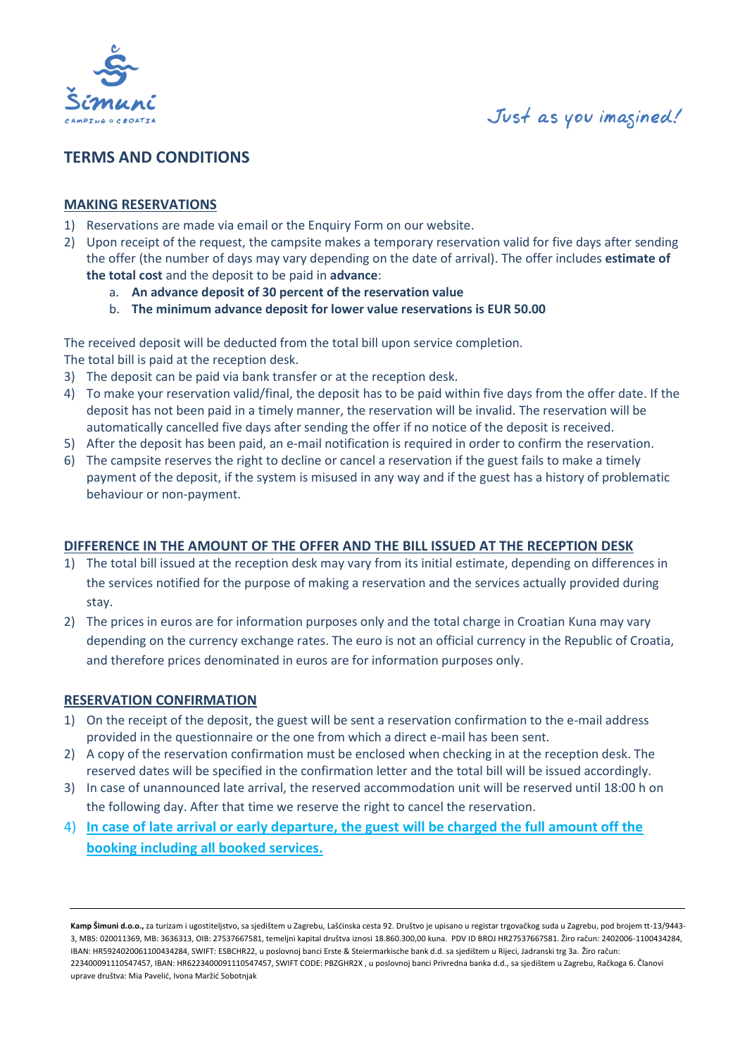# TERMS AND CONDITIONS

## MAKING RESERVATIONS

1) Reservations are made via email or the Enquiry Form on our website.
2) Upon receipt of the request, the campsite makes a temporary reservation valid for five days after sending the offer (the number of days may vary depending on the date of arrival). The offer includes **estimate of the total cost** and the deposit to be paid in **advance**:
    a. **An advance deposit of 30 percent of the reservation value**
    b. **The minimum advance deposit for lower value reservations is EUR 50.00**

The received deposit will be deducted from the total bill upon service completion.
The total bill is paid at the reception desk.

3) The deposit can be paid via bank transfer or at the reception desk.
4) To make your reservation valid/final, the deposit has to be paid within five days from the offer date. If the deposit has not been paid in a timely manner, the reservation will be invalid. The reservation will be automatically cancelled five days after sending the offer if no notice of the deposit is received.
5) After the deposit has been paid, an e-mail notification is required in order to confirm the reservation.
6) The campsite reserves the right to decline or cancel a reservation if the guest fails to make a timely payment of the deposit, if the system is misused in any way and if the guest has a history of problematic behaviour or non-payment.

## DIFFERENCE IN THE AMOUNT OF THE OFFER AND THE BILL ISSUED AT THE RECEPTION DESK

1) The total bill issued at the reception desk may vary from its initial estimate, depending on differences in the services notified for the purpose of making a reservation and the services actually provided during stay.
2) The prices in euros are for information purposes only and the total charge in Croatian Kuna may vary depending on the currency exchange rates. The euro is not an official currency in the Republic of Croatia, and therefore prices denominated in euros are for information purposes only.

## RESERVATION CONFIRMATION

1) On the receipt of the deposit, the guest will be sent a reservation confirmation to the e-mail address provided in the questionnaire or the one from which a direct e-mail has been sent.
2) A copy of the reservation confirmation must be enclosed when checking in at the reception desk. The reserved dates will be specified in the confirmation letter and the total bill will be issued accordingly.
3) In case of unannounced late arrival, the reserved accommodation unit will be reserved until 18:00 h on the following day. After that time we reserve the right to cancel the reservation.
4) **In case of late arrival or early departure, the guest will be charged the full amount off the booking including all booked services.**

---

**Kamp Šimuni d.o.o.,** za turizam i ugostiteljstvo, sa sjedištem u Zagrebu, Lašćinska cesta 92. Društvo je upisano u registar trgovačkog suda u Zagrebu, pod brojem tt-13/9443-3, MBS: 020011369, MB: 3636313, OIB: 27537667581, temeljni kapital društva iznosi 18.860.300,00 kuna. PDV ID BROJ HR27537667581. Žiro račun: 2402006-1100434284, IBAN: HR5924020061100434284, SWIFT: ESBCHR22, u poslovnoj banci Erste & Steiermarkische bank d.d. sa sjedištem u Rijeci, Jadranski trg 3a. Žiro račun: 2234000911105474557, IBAN: HR6223400091110547457, SWIFT CODE: PBZGHR2X , u poslovnoj banci Privredna banka d.d., sa sjedištem u Zagrebu, Račkoga 6. Članovi uprave društva: Mia Pavelić, Ivona Maržić Sobotnjak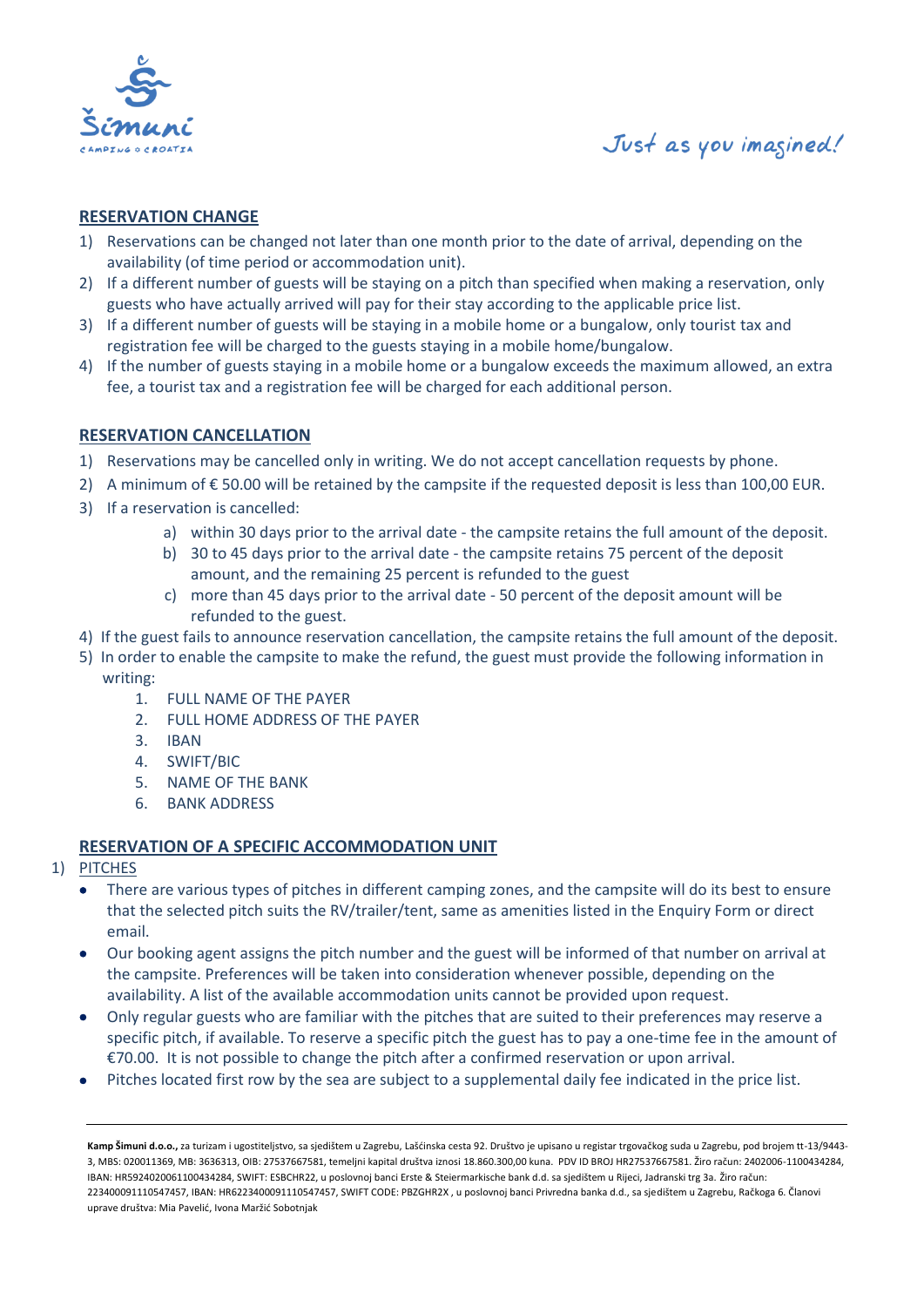## RESERVATION CHANGE

1) Reservations can be changed not later than one month prior to the date of arrival, depending on the availability (of time period or accommodation unit).
2) If a different number of guests will be staying on a pitch than specified when making a reservation, only guests who have actually arrived will pay for their stay according to the applicable price list.
3) If a different number of guests will be staying in a mobile home or a bungalow, only tourist tax and registration fee will be charged to the guests staying in a mobile home/bungalow.
4) If the number of guests staying in a mobile home or a bungalow exceeds the maximum allowed, an extra fee, a tourist tax and a registration fee will be charged for each additional person.

## RESERVATION CANCELLATION

1) Reservations may be cancelled only in writing. We do not accept cancellation requests by phone.
2) A minimum of € 50.00 will be retained by the campsite if the requested deposit is less than 100,00 EUR.
3) If a reservation is cancelled:
   a) within 30 days prior to the arrival date - the campsite retains the full amount of the deposit.
   b) 30 to 45 days prior to the arrival date - the campsite retains 75 percent of the deposit amount, and the remaining 25 percent is refunded to the guest
   c) more than 45 days prior to the arrival date - 50 percent of the deposit amount will be refunded to the guest.
4) If the guest fails to announce reservation cancellation, the campsite retains the full amount of the deposit.
5) In order to enable the campsite to make the refund, the guest must provide the following information in writing:
   1. FULL NAME OF THE PAYER
   2. FULL HOME ADDRESS OF THE PAYER
   3. IBAN
   4. SWIFT/BIC
   5. NAME OF THE BANK
   6. BANK ADDRESS

## RESERVATION OF A SPECIFIC ACCOMMODATION UNIT

1) PITCHES

- There are various types of pitches in different camping zones, and the campsite will do its best to ensure that the selected pitch suits the RV/trailer/tent, same as amenities listed in the Enquiry Form or direct email.
- Our booking agent assigns the pitch number and the guest will be informed of that number on arrival at the campsite. Preferences will be taken into consideration whenever possible, depending on the availability. A list of the available accommodation units cannot be provided upon request.
- Only regular guests who are familiar with the pitches that are suited to their preferences may reserve a specific pitch, if available. To reserve a specific pitch the guest has to pay a one-time fee in the amount of €70.00. It is not possible to change the pitch after a confirmed reservation or upon arrival.
- Pitches located first row by the sea are subject to a supplemental daily fee indicated in the price list.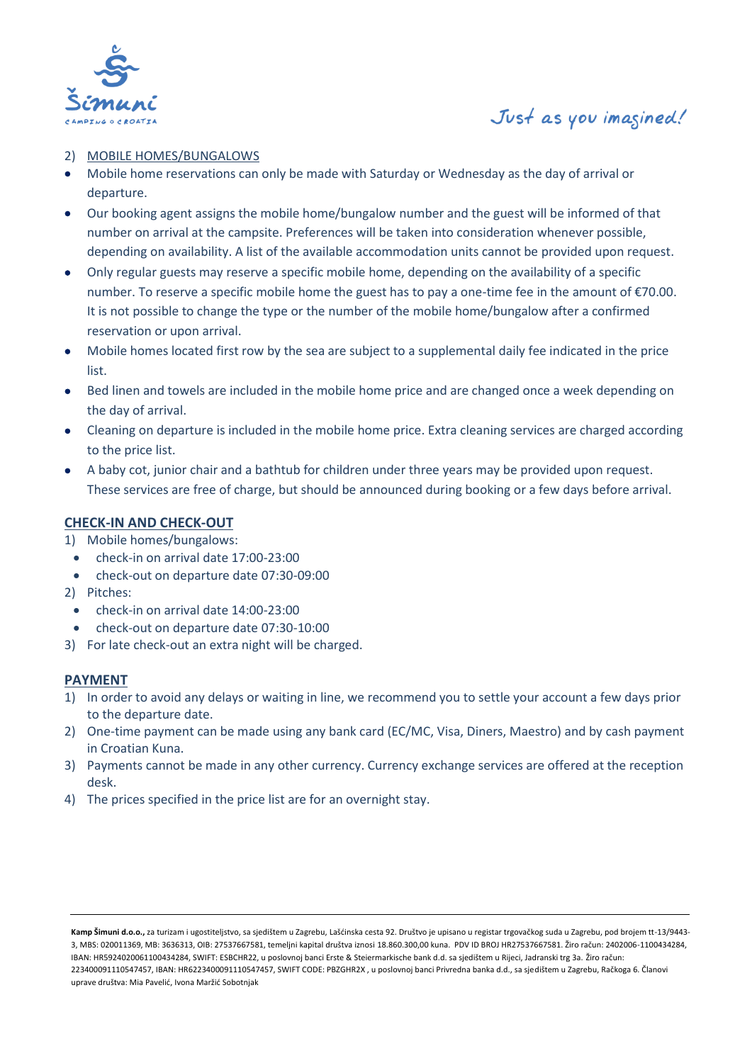2) MOBILE HOMES/BUNGALOWS

- Mobile home reservations can only be made with Saturday or Wednesday as the day of arrival or departure.
- Our booking agent assigns the mobile home/bungalow number and the guest will be informed of that number on arrival at the campsite. Preferences will be taken into consideration whenever possible, depending on availability. A list of the available accommodation units cannot be provided upon request.
- Only regular guests may reserve a specific mobile home, depending on the availability of a specific number. To reserve a specific mobile home the guest has to pay a one-time fee in the amount of €70.00. It is not possible to change the type or the number of the mobile home/bungalow after a confirmed reservation or upon arrival.
- Mobile homes located first row by the sea are subject to a supplemental daily fee indicated in the price list.
- Bed linen and towels are included in the mobile home price and are changed once a week depending on the day of arrival.
- Cleaning on departure is included in the mobile home price. Extra cleaning services are charged according to the price list.
- A baby cot, junior chair and a bathtub for children under three years may be provided upon request. These services are free of charge, but should be announced during booking or a few days before arrival.

## CHECK-IN AND CHECK-OUT

1) Mobile homes/bungalows:
   - check-in on arrival date 17:00-23:00
   - check-out on departure date 07:30-09:00
2) Pitches:
   - check-in on arrival date 14:00-23:00
   - check-out on departure date 07:30-10:00
3) For late check-out an extra night will be charged.

## PAYMENT

1) In order to avoid any delays or waiting in line, we recommend you to settle your account a few days prior to the departure date.
2) One-time payment can be made using any bank card (EC/MC, Visa, Diners, Maestro) and by cash payment in Croatian Kuna.
3) Payments cannot be made in any other currency. Currency exchange services are offered at the reception desk.
4) The prices specified in the price list are for an overnight stay.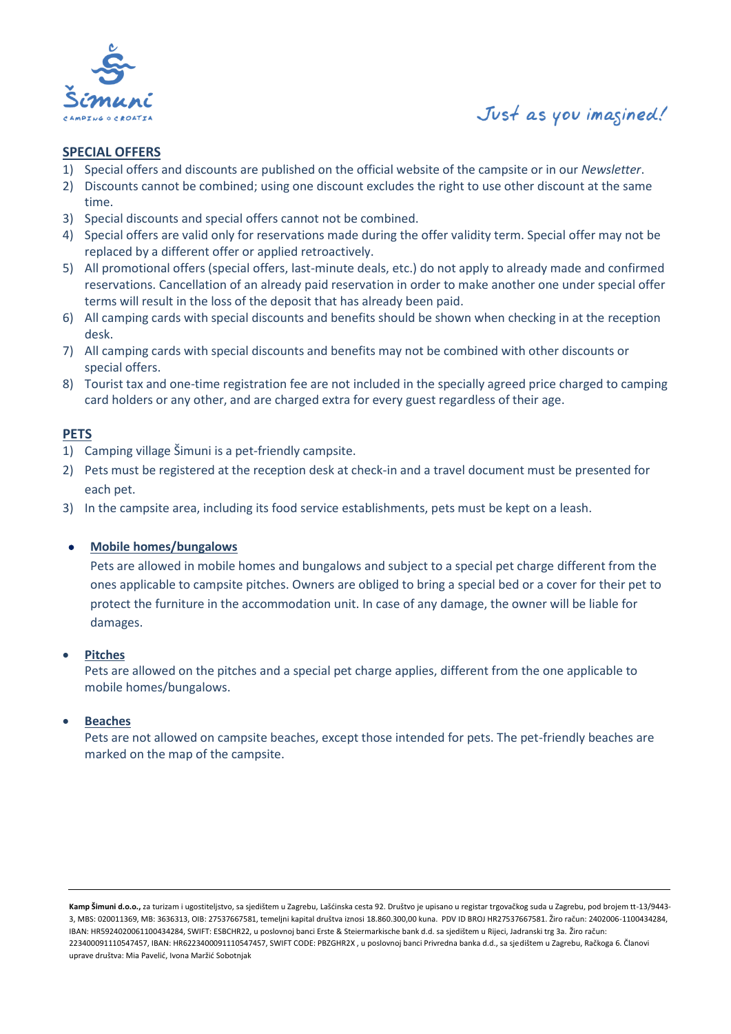## SPECIAL OFFERS

1) Special offers and discounts are published on the official website of the campsite or in our *Newsletter*.
2) Discounts cannot be combined; using one discount excludes the right to use other discount at the same time.
3) Special discounts and special offers cannot not be combined.
4) Special offers are valid only for reservations made during the offer validity term. Special offer may not be replaced by a different offer or applied retroactively.
5) All promotional offers (special offers, last-minute deals, etc.) do not apply to already made and confirmed reservations. Cancellation of an already paid reservation in order to make another one under special offer terms will result in the loss of the deposit that has already been paid.
6) All camping cards with special discounts and benefits should be shown when checking in at the reception desk.
7) All camping cards with special discounts and benefits may not be combined with other discounts or special offers.
8) Tourist tax and one-time registration fee are not included in the specially agreed price charged to camping card holders or any other, and are charged extra for every guest regardless of their age.

## PETS

1) Camping village Šimuni is a pet-friendly campsite.
2) Pets must be registered at the reception desk at check-in and a travel document must be presented for each pet.
3) In the campsite area, including its food service establishments, pets must be kept on a leash.

- **Mobile homes/bungalows**

  Pets are allowed in mobile homes and bungalows and subject to a special pet charge different from the ones applicable to campsite pitches. Owners are obliged to bring a special bed or a cover for their pet to protect the furniture in the accommodation unit. In case of any damage, the owner will be liable for damages.

- **Pitches**

  Pets are allowed on the pitches and a special pet charge applies, different from the one applicable to mobile homes/bungalows.

- **Beaches**

  Pets are not allowed on campsite beaches, except those intended for pets. The pet-friendly beaches are marked on the map of the campsite.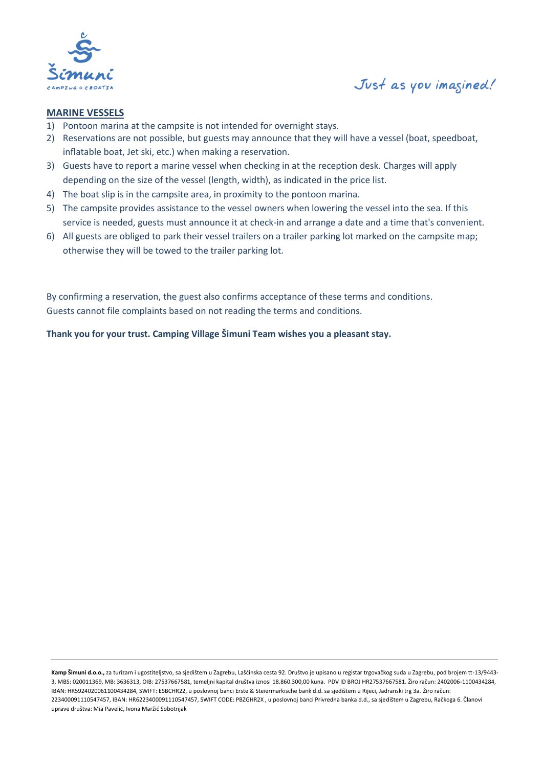## MARINE VESSELS

1) Pontoon marina at the campsite is not intended for overnight stays.
2) Reservations are not possible, but guests may announce that they will have a vessel (boat, speedboat, inflatable boat, Jet ski, etc.) when making a reservation.
3) Guests have to report a marine vessel when checking in at the reception desk. Charges will apply depending on the size of the vessel (length, width), as indicated in the price list.
4) The boat slip is in the campsite area, in proximity to the pontoon marina.
5) The campsite provides assistance to the vessel owners when lowering the vessel into the sea. If this service is needed, guests must announce it at check-in and arrange a date and a time that's convenient.
6) All guests are obliged to park their vessel trailers on a trailer parking lot marked on the campsite map; otherwise they will be towed to the trailer parking lot.

By confirming a reservation, the guest also confirms acceptance of these terms and conditions.
Guests cannot file complaints based on not reading the terms and conditions.

**Thank you for your trust. Camping Village Šimuni Team wishes you a pleasant stay.**